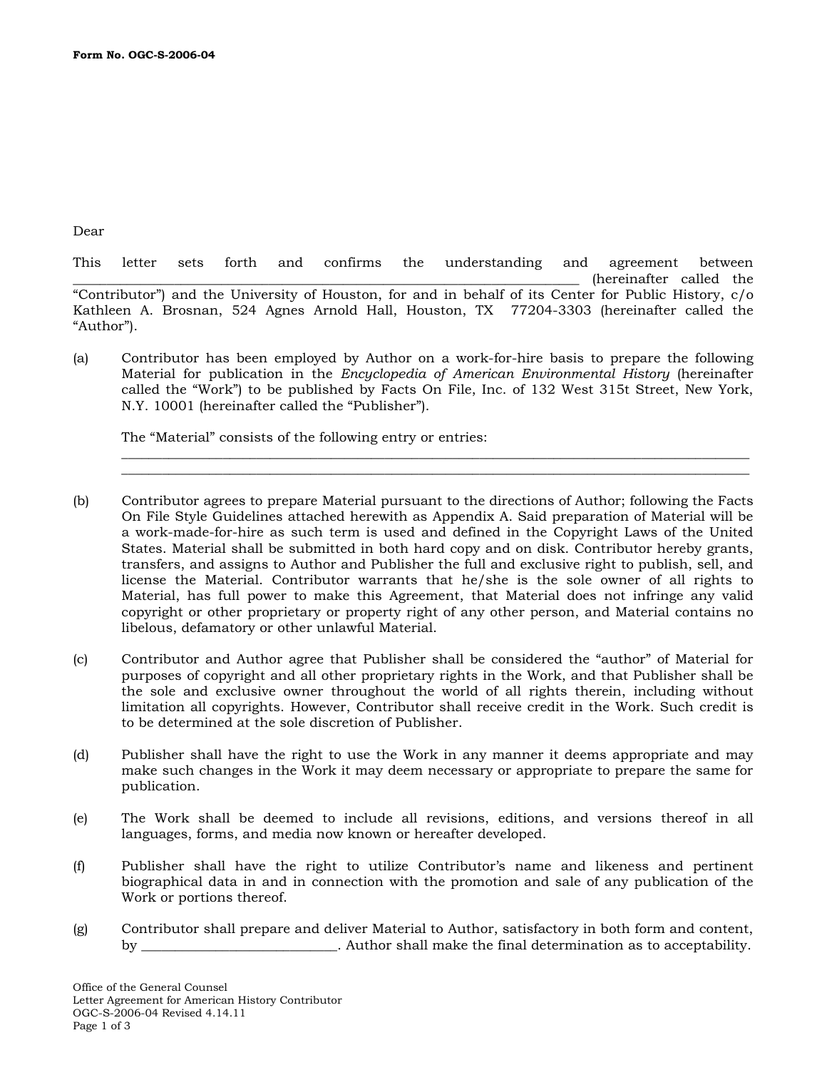Form No. OGC-S-2006-04

Dear

This letter sets forth and confirms the understanding and agreement between ____________________________________________________________________ (hereinafter called the "Contributor") and the University of Houston, for and in behalf of its Center for Public History, c/o Kathleen A. Brosnan, 524 Agnes Arnold Hall, Houston, TX 77204-3303 (hereinafter called the "Author").

(a) Contributor has been employed by Author on a work-for-hire basis to prepare the following Material for publication in the *Encyclopedia of American Environmental History* (hereinafter called the "Work") to be published by Facts On File, Inc. of 132 West 315t Street, New York, N.Y. 10001 (hereinafter called the "Publisher").

The "Material" consists of the following entry or entries:
______________________________________________________________________________________
______________________________________________________________________________________

(b) Contributor agrees to prepare Material pursuant to the directions of Author; following the Facts On File Style Guidelines attached herewith as Appendix A. Said preparation of Material will be a work-made-for-hire as such term is used and defined in the Copyright Laws of the United States. Material shall be submitted in both hard copy and on disk. Contributor hereby grants, transfers, and assigns to Author and Publisher the full and exclusive right to publish, sell, and license the Material. Contributor warrants that he/she is the sole owner of all rights to Material, has full power to make this Agreement, that Material does not infringe any valid copyright or other proprietary or property right of any other person, and Material contains no libelous, defamatory or other unlawful Material.

(c) Contributor and Author agree that Publisher shall be considered the "author" of Material for purposes of copyright and all other proprietary rights in the Work, and that Publisher shall be the sole and exclusive owner throughout the world of all rights therein, including without limitation all copyrights. However, Contributor shall receive credit in the Work. Such credit is to be determined at the sole discretion of Publisher.

(d) Publisher shall have the right to use the Work in any manner it deems appropriate and may make such changes in the Work it may deem necessary or appropriate to prepare the same for publication.

(e) The Work shall be deemed to include all revisions, editions, and versions thereof in all languages, forms, and media now known or hereafter developed.

(f) Publisher shall have the right to utilize Contributor's name and likeness and pertinent biographical data in and in connection with the promotion and sale of any publication of the Work or portions thereof.

(g) Contributor shall prepare and deliver Material to Author, satisfactory in both form and content, by ____________________________. Author shall make the final determination as to acceptability.

Office of the General Counsel
Letter Agreement for American History Contributor
OGC-S-2006-04 Revised 4.14.11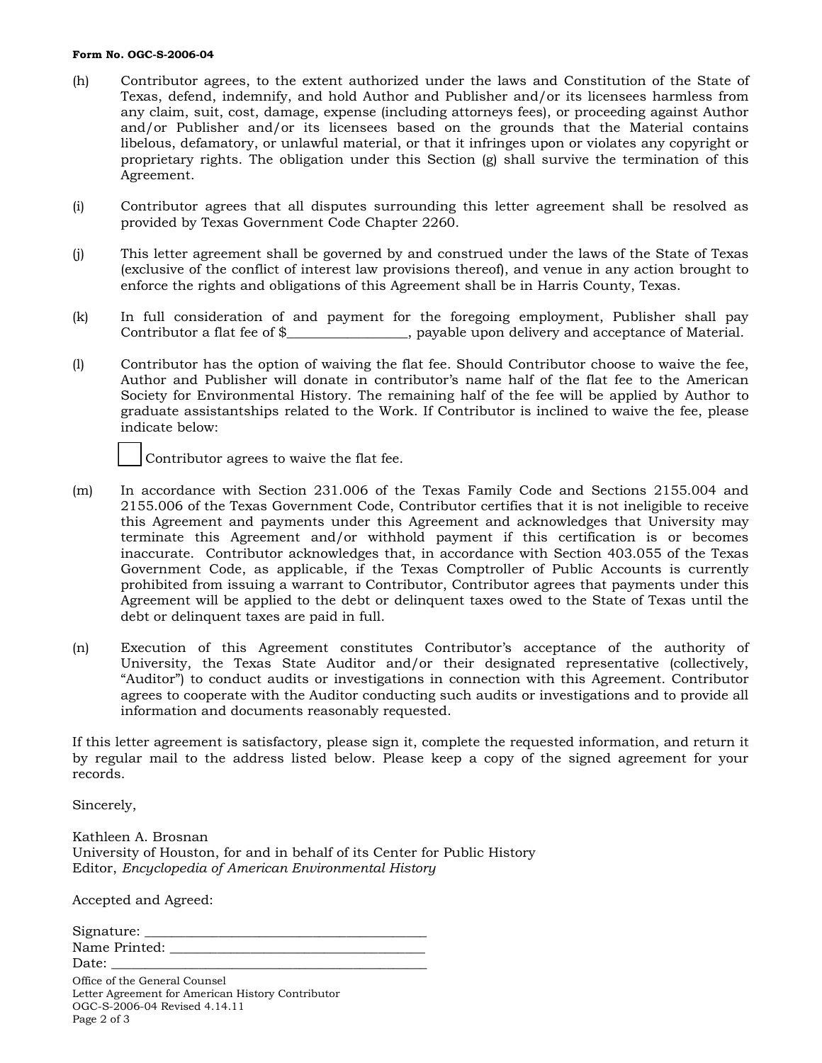Form No. OGC-S-2006-04

(h) Contributor agrees, to the extent authorized under the laws and Constitution of the State of Texas, defend, indemnify, and hold Author and Publisher and/or its licensees harmless from any claim, suit, cost, damage, expense (including attorneys fees), or proceeding against Author and/or Publisher and/or its licensees based on the grounds that the Material contains libelous, defamatory, or unlawful material, or that it infringes upon or violates any copyright or proprietary rights. The obligation under this Section (g) shall survive the termination of this Agreement.

(i) Contributor agrees that all disputes surrounding this letter agreement shall be resolved as provided by Texas Government Code Chapter 2260.

(j) This letter agreement shall be governed by and construed under the laws of the State of Texas (exclusive of the conflict of interest law provisions thereof), and venue in any action brought to enforce the rights and obligations of this Agreement shall be in Harris County, Texas.

(k) In full consideration of and payment for the foregoing employment, Publisher shall pay Contributor a flat fee of $_________________, payable upon delivery and acceptance of Material.

(l) Contributor has the option of waiving the flat fee. Should Contributor choose to waive the fee, Author and Publisher will donate in contributor's name half of the flat fee to the American Society for Environmental History. The remaining half of the fee will be applied by Author to graduate assistantships related to the Work. If Contributor is inclined to waive the fee, please indicate below:

☐ Contributor agrees to waive the flat fee.

(m) In accordance with Section 231.006 of the Texas Family Code and Sections 2155.004 and 2155.006 of the Texas Government Code, Contributor certifies that it is not ineligible to receive this Agreement and payments under this Agreement and acknowledges that University may terminate this Agreement and/or withhold payment if this certification is or becomes inaccurate. Contributor acknowledges that, in accordance with Section 403.055 of the Texas Government Code, as applicable, if the Texas Comptroller of Public Accounts is currently prohibited from issuing a warrant to Contributor, Contributor agrees that payments under this Agreement will be applied to the debt or delinquent taxes owed to the State of Texas until the debt or delinquent taxes are paid in full.

(n) Execution of this Agreement constitutes Contributor's acceptance of the authority of University, the Texas State Auditor and/or their designated representative (collectively, "Auditor") to conduct audits or investigations in connection with this Agreement. Contributor agrees to cooperate with the Auditor conducting such audits or investigations and to provide all information and documents reasonably requested.

If this letter agreement is satisfactory, please sign it, complete the requested information, and return it by regular mail to the address listed below. Please keep a copy of the signed agreement for your records.

Sincerely,

Kathleen A. Brosnan
University of Houston, for and in behalf of its Center for Public History
Editor, *Encyclopedia of American Environmental History*

Accepted and Agreed:

Signature: ________________________________________
Name Printed: _____________________________________
Date: ____________________________________________

Office of the General Counsel
Letter Agreement for American History Contributor
OGC-S-2006-04 Revised 4.14.11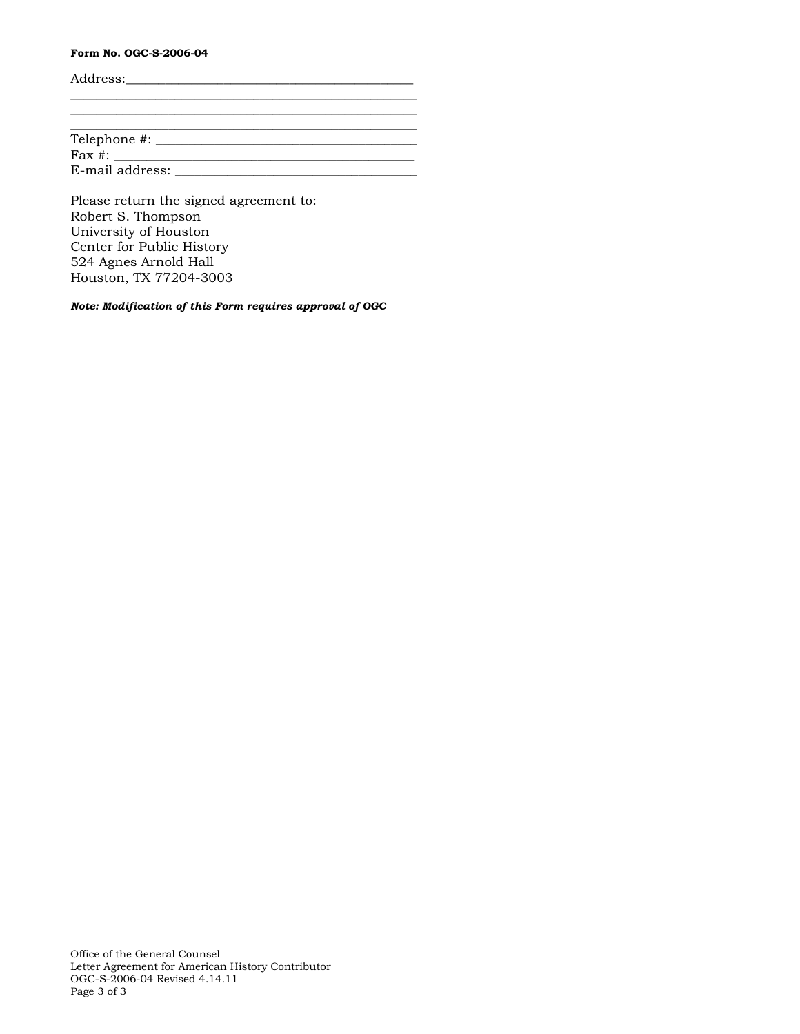**Form No. OGC-S-2006-04**

Address:_______________________________________________
_______________________________________________________
_______________________________________________________
_______________________________________________________
Telephone #: ___________________________________________
Fax #: _________________________________________________
E-mail address: ________________________________________

Please return the signed agreement to:
Robert S. Thompson
University of Houston
Center for Public History
524 Agnes Arnold Hall
Houston, TX 77204-3003

***Note: Modification of this Form requires approval of OGC***

Office of the General Counsel
Letter Agreement for American History Contributor
OGC-S-2006-04 Revised 4.14.11